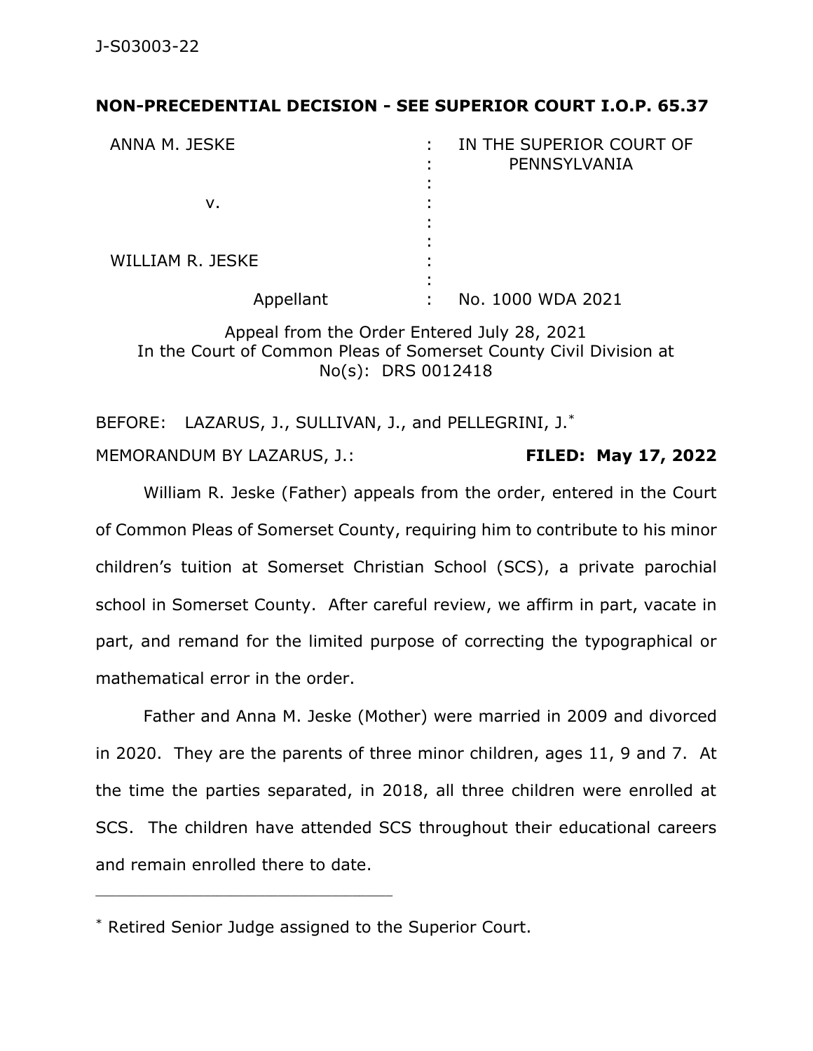J-S03003-22

**NON-PRECEDENTIAL DECISION - SEE SUPERIOR COURT I.O.P. 65.37**

| | | |
|---|---|---|
| ANNA M. JESKE | : | IN THE SUPERIOR COURT OF PENNSYLVANIA |
| v. | : | |
| WILLIAM R. JESKE | : | |
| Appellant | : | No. 1000 WDA 2021 |

Appeal from the Order Entered July 28, 2021
In the Court of Common Pleas of Somerset County Civil Division at No(s): DRS 0012418

BEFORE: LAZARUS, J., SULLIVAN, J., and PELLEGRINI, J.*

MEMORANDUM BY LAZARUS, J.: **FILED: May 17, 2022**

William R. Jeske (Father) appeals from the order, entered in the Court of Common Pleas of Somerset County, requiring him to contribute to his minor children's tuition at Somerset Christian School (SCS), a private parochial school in Somerset County. After careful review, we affirm in part, vacate in part, and remand for the limited purpose of correcting the typographical or mathematical error in the order.

Father and Anna M. Jeske (Mother) were married in 2009 and divorced in 2020. They are the parents of three minor children, ages 11, 9 and 7. At the time the parties separated, in 2018, all three children were enrolled at SCS. The children have attended SCS throughout their educational careers and remain enrolled there to date.

---

* Retired Senior Judge assigned to the Superior Court.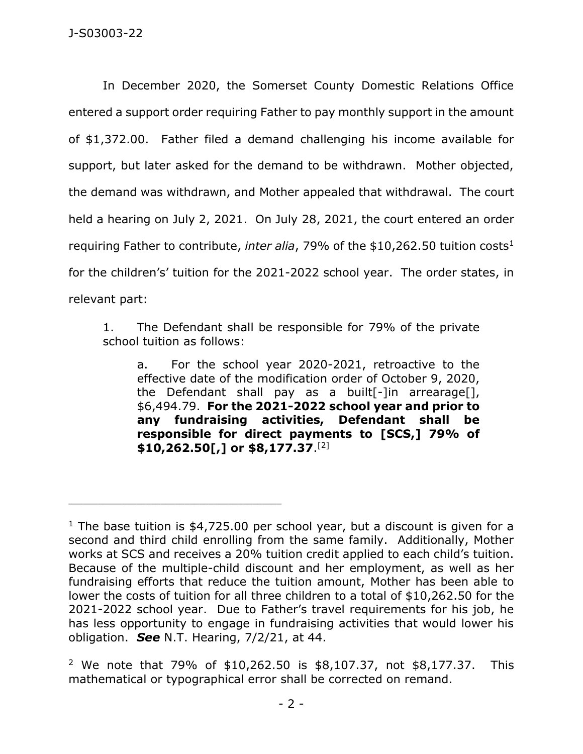In December 2020, the Somerset County Domestic Relations Office entered a support order requiring Father to pay monthly support in the amount of $1,372.00. Father filed a demand challenging his income available for support, but later asked for the demand to be withdrawn. Mother objected, the demand was withdrawn, and Mother appealed that withdrawal. The court held a hearing on July 2, 2021. On July 28, 2021, the court entered an order requiring Father to contribute, *inter alia*, 79% of the $10,262.50 tuition costs[1] for the children's' tuition for the 2021-2022 school year. The order states, in relevant part:

> 1. The Defendant shall be responsible for 79% of the private school tuition as follows:
>
> > a. For the school year 2020-2021, retroactive to the effective date of the modification order of October 9, 2020, the Defendant shall pay as a built[-]in arrearage[], $6,494.79. **For the 2021-2022 school year and prior to any fundraising activities, Defendant shall be responsible for direct payments to [SCS,] 79% of $10,262.50[,] or $8,177.37**.[2]

---

[1] The base tuition is $4,725.00 per school year, but a discount is given for a second and third child enrolling from the same family. Additionally, Mother works at SCS and receives a 20% tuition credit applied to each child's tuition. Because of the multiple-child discount and her employment, as well as her fundraising efforts that reduce the tuition amount, Mother has been able to lower the costs of tuition for all three children to a total of $10,262.50 for the 2021-2022 school year. Due to Father's travel requirements for his job, he has less opportunity to engage in fundraising activities that would lower his obligation. ***See*** N.T. Hearing, 7/2/21, at 44.

[2] We note that 79% of $10,262.50 is $8,107.37, not $8,177.37. This mathematical or typographical error shall be corrected on remand.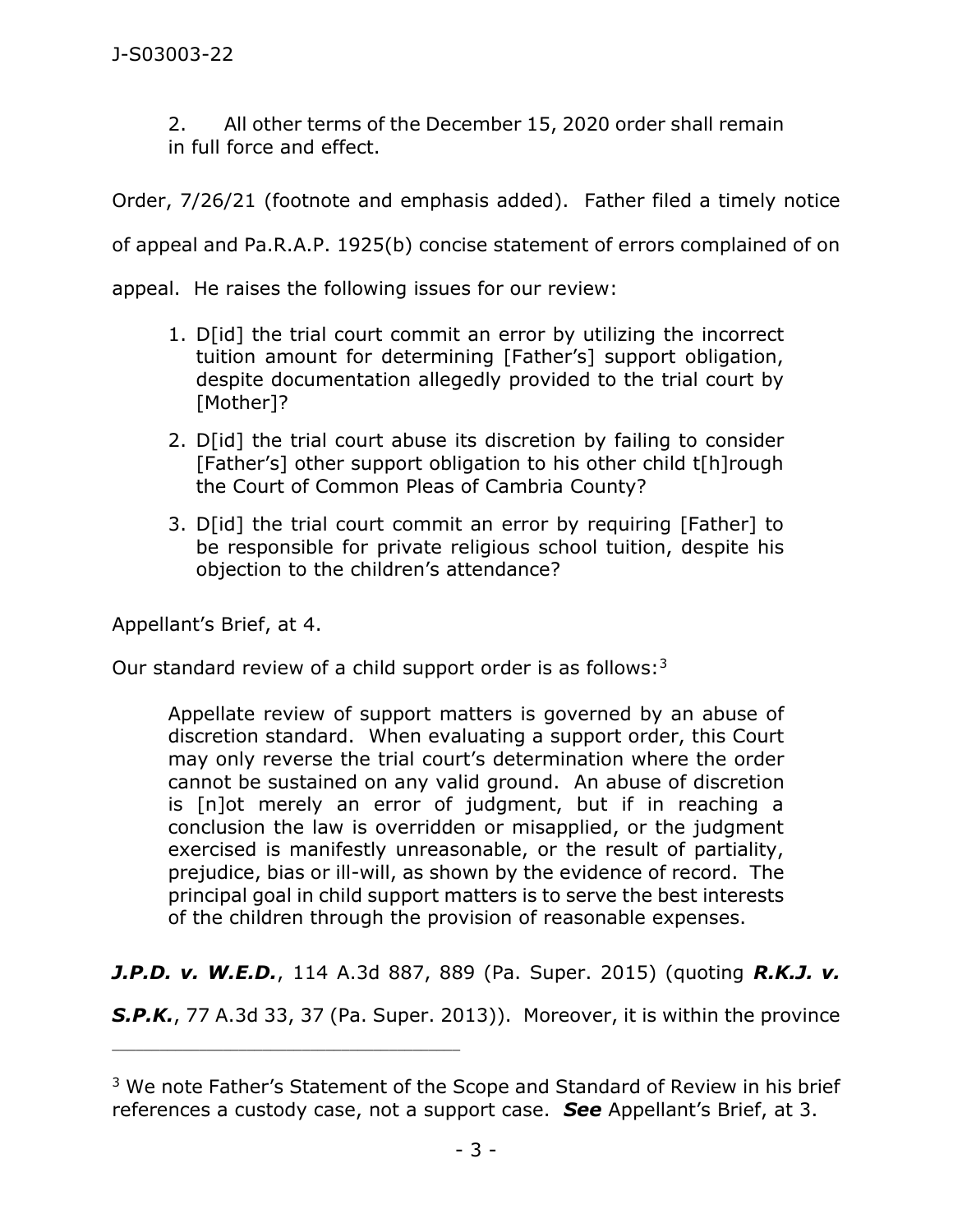2. All other terms of the December 15, 2020 order shall remain in full force and effect.

Order, 7/26/21 (footnote and emphasis added). Father filed a timely notice of appeal and Pa.R.A.P. 1925(b) concise statement of errors complained of on appeal. He raises the following issues for our review:

> 1. D[id] the trial court commit an error by utilizing the incorrect tuition amount for determining [Father's] support obligation, despite documentation allegedly provided to the trial court by [Mother]?
>
> 2. D[id] the trial court abuse its discretion by failing to consider [Father's] other support obligation to his other child t[h]rough the Court of Common Pleas of Cambria County?
>
> 3. D[id] the trial court commit an error by requiring [Father] to be responsible for private religious school tuition, despite his objection to the children's attendance?

Appellant's Brief, at 4.

Our standard review of a child support order is as follows:[3]

> Appellate review of support matters is governed by an abuse of discretion standard. When evaluating a support order, this Court may only reverse the trial court's determination where the order cannot be sustained on any valid ground. An abuse of discretion is [n]ot merely an error of judgment, but if in reaching a conclusion the law is overridden or misapplied, or the judgment exercised is manifestly unreasonable, or the result of partiality, prejudice, bias or ill-will, as shown by the evidence of record. The principal goal in child support matters is to serve the best interests of the children through the provision of reasonable expenses.

***J.P.D. v. W.E.D.***, 114 A.3d 887, 889 (Pa. Super. 2015) (quoting ***R.K.J. v. S.P.K.***, 77 A.3d 33, 37 (Pa. Super. 2013)). Moreover, it is within the province

---

[3] We note Father's Statement of the Scope and Standard of Review in his brief references a custody case, not a support case. ***See*** Appellant's Brief, at 3.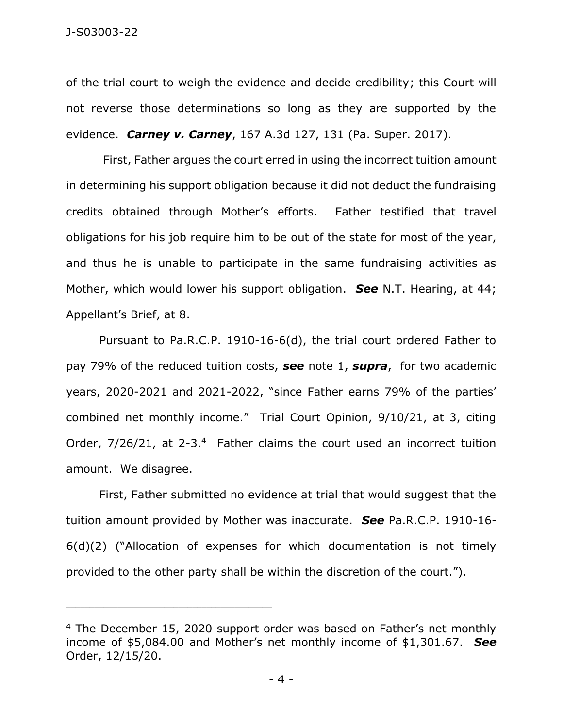of the trial court to weigh the evidence and decide credibility; this Court will not reverse those determinations so long as they are supported by the evidence. ***Carney v. Carney***, 167 A.3d 127, 131 (Pa. Super. 2017).

First, Father argues the court erred in using the incorrect tuition amount in determining his support obligation because it did not deduct the fundraising credits obtained through Mother's efforts. Father testified that travel obligations for his job require him to be out of the state for most of the year, and thus he is unable to participate in the same fundraising activities as Mother, which would lower his support obligation. ***See*** N.T. Hearing, at 44; Appellant's Brief, at 8.

Pursuant to Pa.R.C.P. 1910-16-6(d), the trial court ordered Father to pay 79% of the reduced tuition costs, ***see*** note 1, ***supra***, for two academic years, 2020-2021 and 2021-2022, "since Father earns 79% of the parties' combined net monthly income." Trial Court Opinion, 9/10/21, at 3, citing Order, 7/26/21, at 2-3.[4] Father claims the court used an incorrect tuition amount. We disagree.

First, Father submitted no evidence at trial that would suggest that the tuition amount provided by Mother was inaccurate. ***See*** Pa.R.C.P. 1910-16-6(d)(2) ("Allocation of expenses for which documentation is not timely provided to the other party shall be within the discretion of the court.").

---

[4] The December 15, 2020 support order was based on Father's net monthly income of $5,084.00 and Mother's net monthly income of $1,301.67. ***See*** Order, 12/15/20.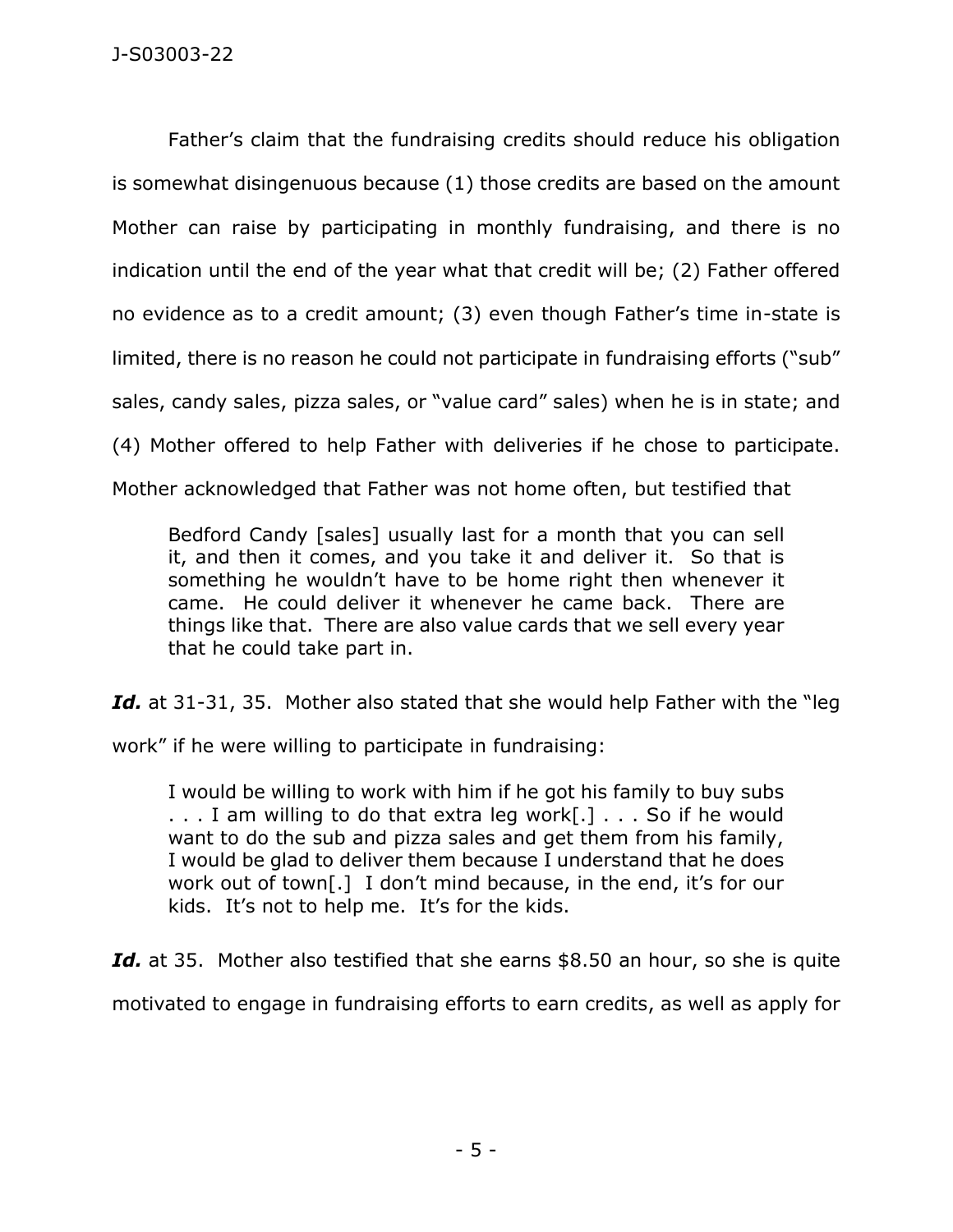Father's claim that the fundraising credits should reduce his obligation is somewhat disingenuous because (1) those credits are based on the amount Mother can raise by participating in monthly fundraising, and there is no indication until the end of the year what that credit will be; (2) Father offered no evidence as to a credit amount; (3) even though Father's time in-state is limited, there is no reason he could not participate in fundraising efforts ("sub" sales, candy sales, pizza sales, or "value card" sales) when he is in state; and (4) Mother offered to help Father with deliveries if he chose to participate. Mother acknowledged that Father was not home often, but testified that

> Bedford Candy [sales] usually last for a month that you can sell it, and then it comes, and you take it and deliver it. So that is something he wouldn't have to be home right then whenever it came. He could deliver it whenever he came back. There are things like that. There are also value cards that we sell every year that he could take part in.

***Id.*** at 31-31, 35. Mother also stated that she would help Father with the "leg work" if he were willing to participate in fundraising:

> I would be willing to work with him if he got his family to buy subs . . . I am willing to do that extra leg work[.] . . . So if he would want to do the sub and pizza sales and get them from his family, I would be glad to deliver them because I understand that he does work out of town[.] I don't mind because, in the end, it's for our kids. It's not to help me. It's for the kids.

***Id.*** at 35. Mother also testified that she earns \$8.50 an hour, so she is quite motivated to engage in fundraising efforts to earn credits, as well as apply for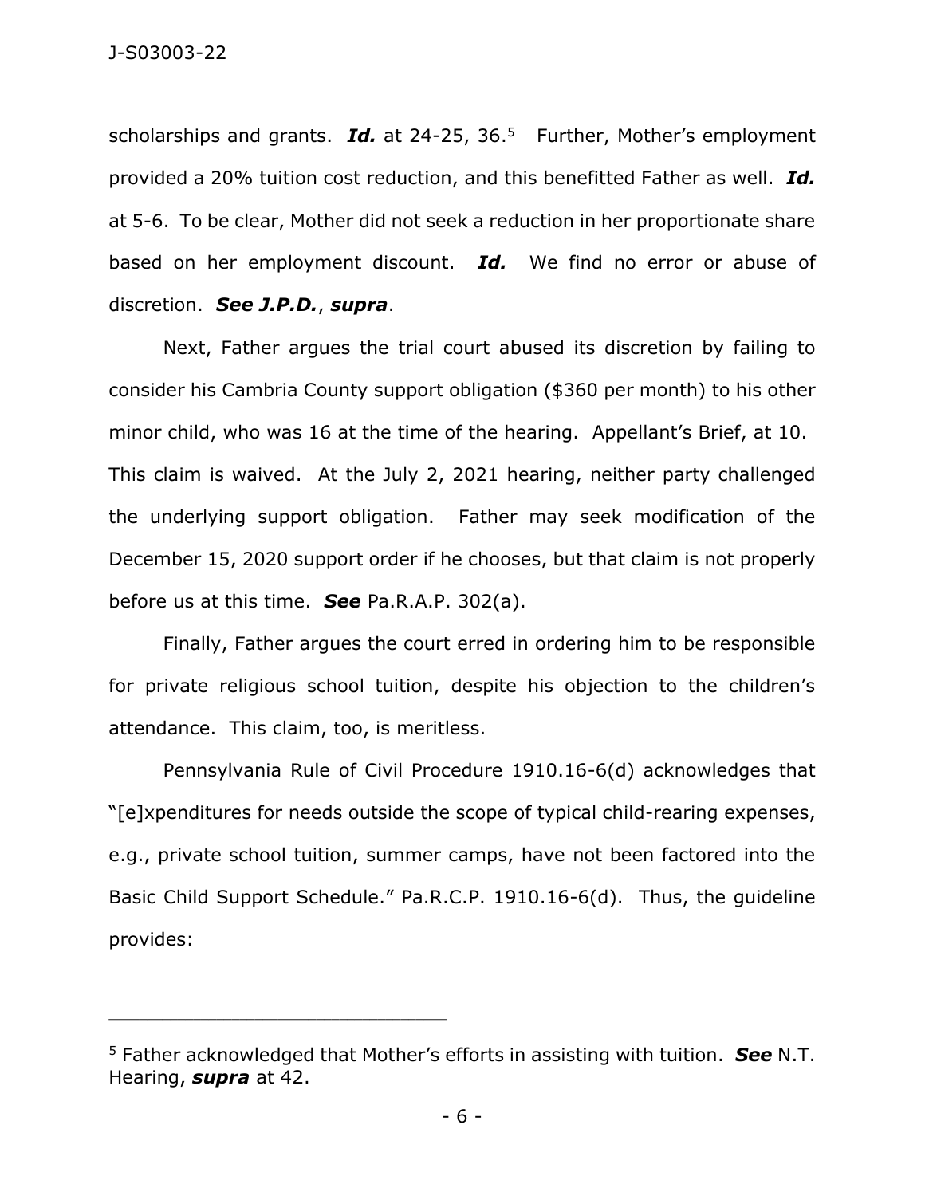scholarships and grants. ***Id.*** at 24-25, 36.[5] Further, Mother's employment provided a 20% tuition cost reduction, and this benefitted Father as well. ***Id.*** at 5-6. To be clear, Mother did not seek a reduction in her proportionate share based on her employment discount. ***Id.*** We find no error or abuse of discretion. ***See J.P.D.***, ***supra***.

Next, Father argues the trial court abused its discretion by failing to consider his Cambria County support obligation ($360 per month) to his other minor child, who was 16 at the time of the hearing. Appellant's Brief, at 10. This claim is waived. At the July 2, 2021 hearing, neither party challenged the underlying support obligation. Father may seek modification of the December 15, 2020 support order if he chooses, but that claim is not properly before us at this time. ***See*** Pa.R.A.P. 302(a).

Finally, Father argues the court erred in ordering him to be responsible for private religious school tuition, despite his objection to the children's attendance. This claim, too, is meritless.

Pennsylvania Rule of Civil Procedure 1910.16-6(d) acknowledges that "[e]xpenditures for needs outside the scope of typical child-rearing expenses, e.g., private school tuition, summer camps, have not been factored into the Basic Child Support Schedule." Pa.R.C.P. 1910.16-6(d). Thus, the guideline provides:

---

[5] Father acknowledged that Mother's efforts in assisting with tuition. ***See*** N.T. Hearing, ***supra*** at 42.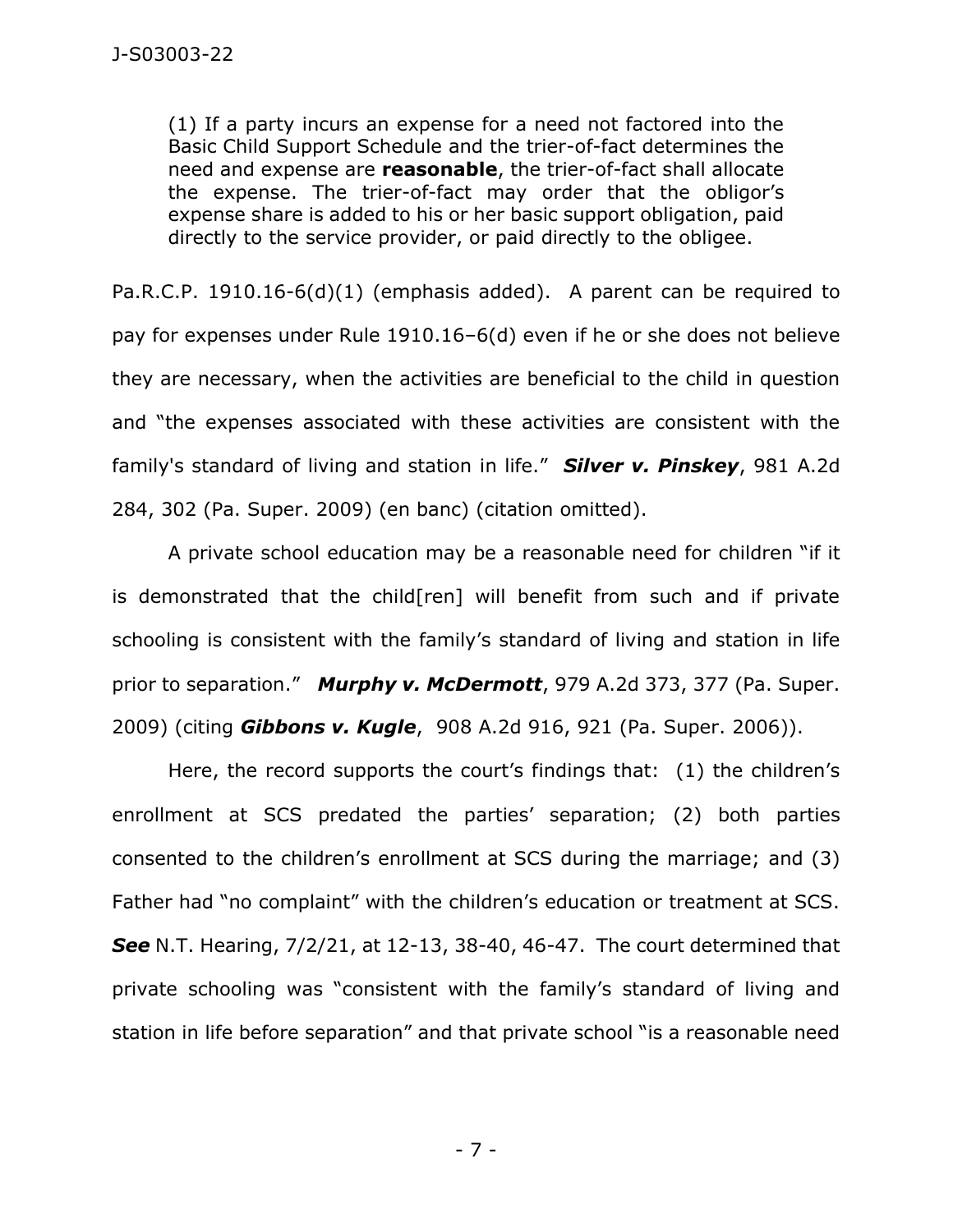> (1) If a party incurs an expense for a need not factored into the Basic Child Support Schedule and the trier-of-fact determines the need and expense are **reasonable**, the trier-of-fact shall allocate the expense. The trier-of-fact may order that the obligor's expense share is added to his or her basic support obligation, paid directly to the service provider, or paid directly to the obligee.

Pa.R.C.P. 1910.16-6(d)(1) (emphasis added). A parent can be required to pay for expenses under Rule 1910.16–6(d) even if he or she does not believe they are necessary, when the activities are beneficial to the child in question and "the expenses associated with these activities are consistent with the family's standard of living and station in life." ***Silver v. Pinskey***, 981 A.2d 284, 302 (Pa. Super. 2009) (en banc) (citation omitted).

A private school education may be a reasonable need for children "if it is demonstrated that the child[ren] will benefit from such and if private schooling is consistent with the family's standard of living and station in life prior to separation." ***Murphy v. McDermott***, 979 A.2d 373, 377 (Pa. Super. 2009) (citing ***Gibbons v. Kugle***, 908 A.2d 916, 921 (Pa. Super. 2006)).

Here, the record supports the court's findings that: (1) the children's enrollment at SCS predated the parties' separation; (2) both parties consented to the children's enrollment at SCS during the marriage; and (3) Father had "no complaint" with the children's education or treatment at SCS. ***See*** N.T. Hearing, 7/2/21, at 12-13, 38-40, 46-47. The court determined that private schooling was "consistent with the family's standard of living and station in life before separation" and that private school "is a reasonable need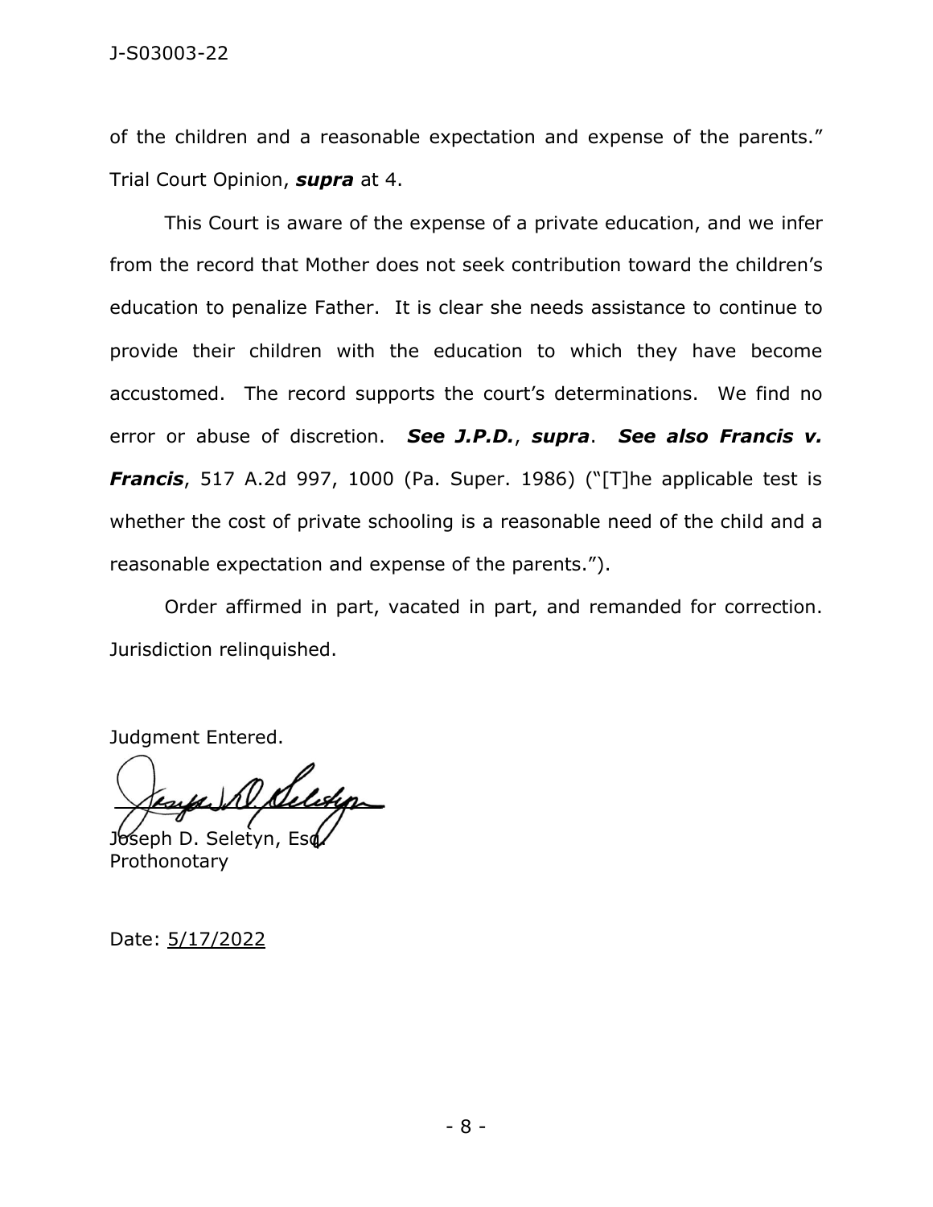of the children and a reasonable expectation and expense of the parents." Trial Court Opinion, ***supra*** at 4.

This Court is aware of the expense of a private education, and we infer from the record that Mother does not seek contribution toward the children's education to penalize Father. It is clear she needs assistance to continue to provide their children with the education to which they have become accustomed. The record supports the court's determinations. We find no error or abuse of discretion. ***See J.P.D.***, ***supra***. ***See also Francis v. Francis***, 517 A.2d 997, 1000 (Pa. Super. 1986) ("[T]he applicable test is whether the cost of private schooling is a reasonable need of the child and a reasonable expectation and expense of the parents.").

Order affirmed in part, vacated in part, and remanded for correction. Jurisdiction relinquished.

Judgment Entered.

Joseph D. Seletyn, Esq.
Prothonotary

Date: 5/17/2022